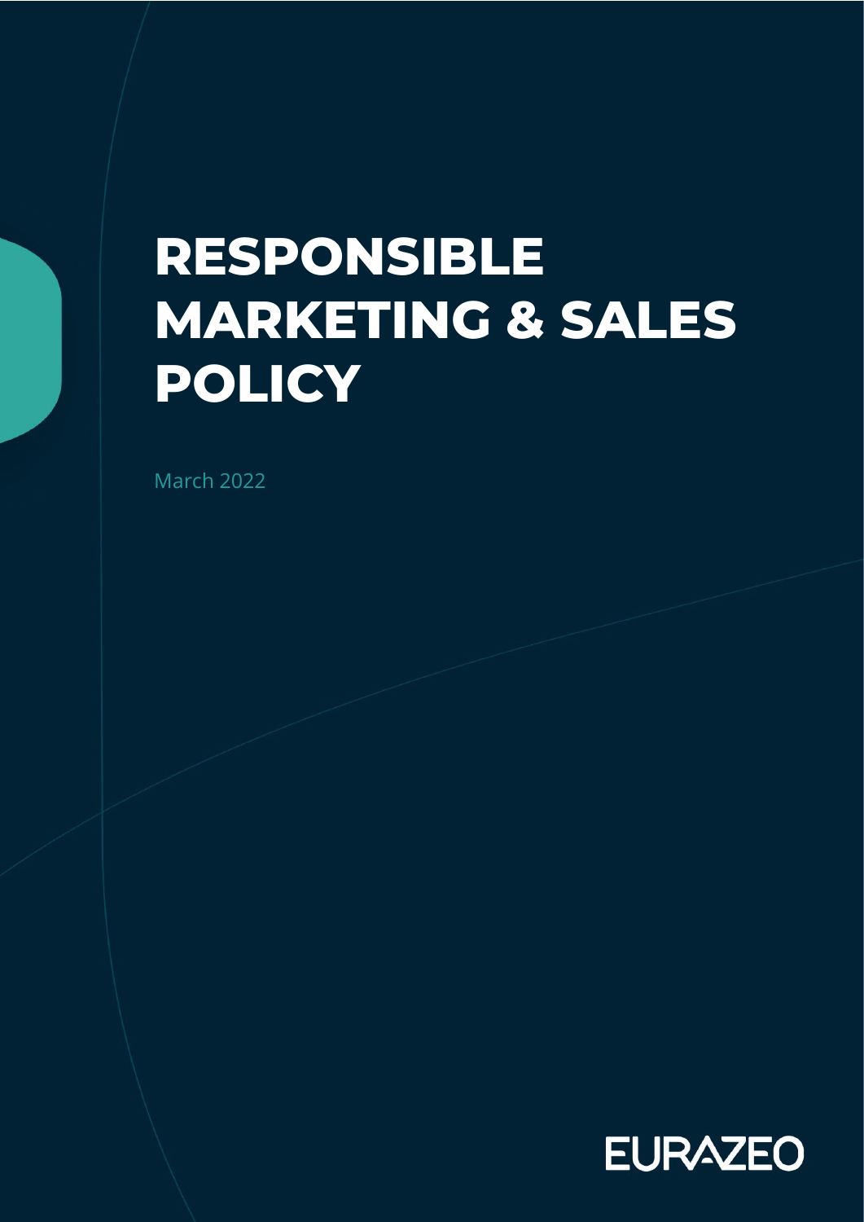# RESPONSIBLE MARKETING & SALES POLICY

March 2022

EURAZEO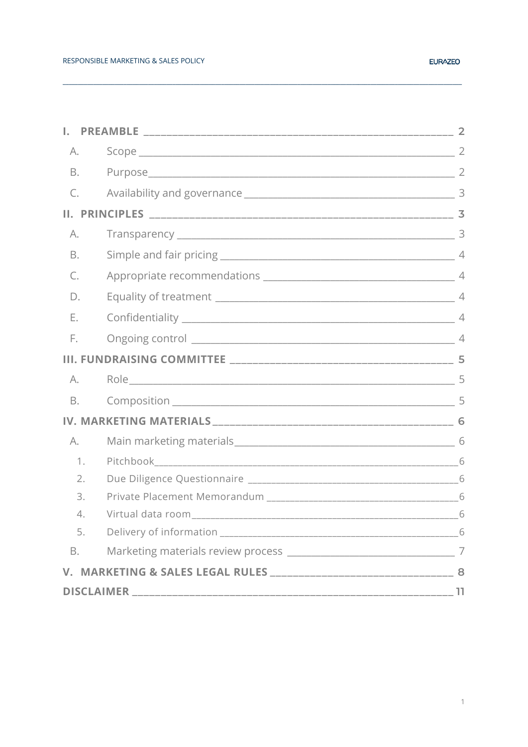I. PREAMBLE ____ 2

- A. Scope ____ 2
- B. Purpose ____ 2
- C. Availability and governance ____ 3

II. PRINCIPLES ____ 3

- A. Transparency ____ 3
- B. Simple and fair pricing ____ 4
- C. Appropriate recommendations ____ 4
- D. Equality of treatment ____ 4
- E. Confidentiality ____ 4
- F. Ongoing control ____ 4

III. FUNDRAISING COMMITTEE ____ 5

- A. Role ____ 5
- B. Composition ____ 5

IV. MARKETING MATERIALS ____ 6

- A. Main marketing materials ____ 6
  1. Pitchbook ____ 6
  2. Due Diligence Questionnaire ____ 6
  3. Private Placement Memorandum ____ 6
  4. Virtual data room ____ 6
  5. Delivery of information ____ 6
- B. Marketing materials review process ____ 7

V. MARKETING & SALES LEGAL RULES ____ 8

DISCLAIMER ____ 11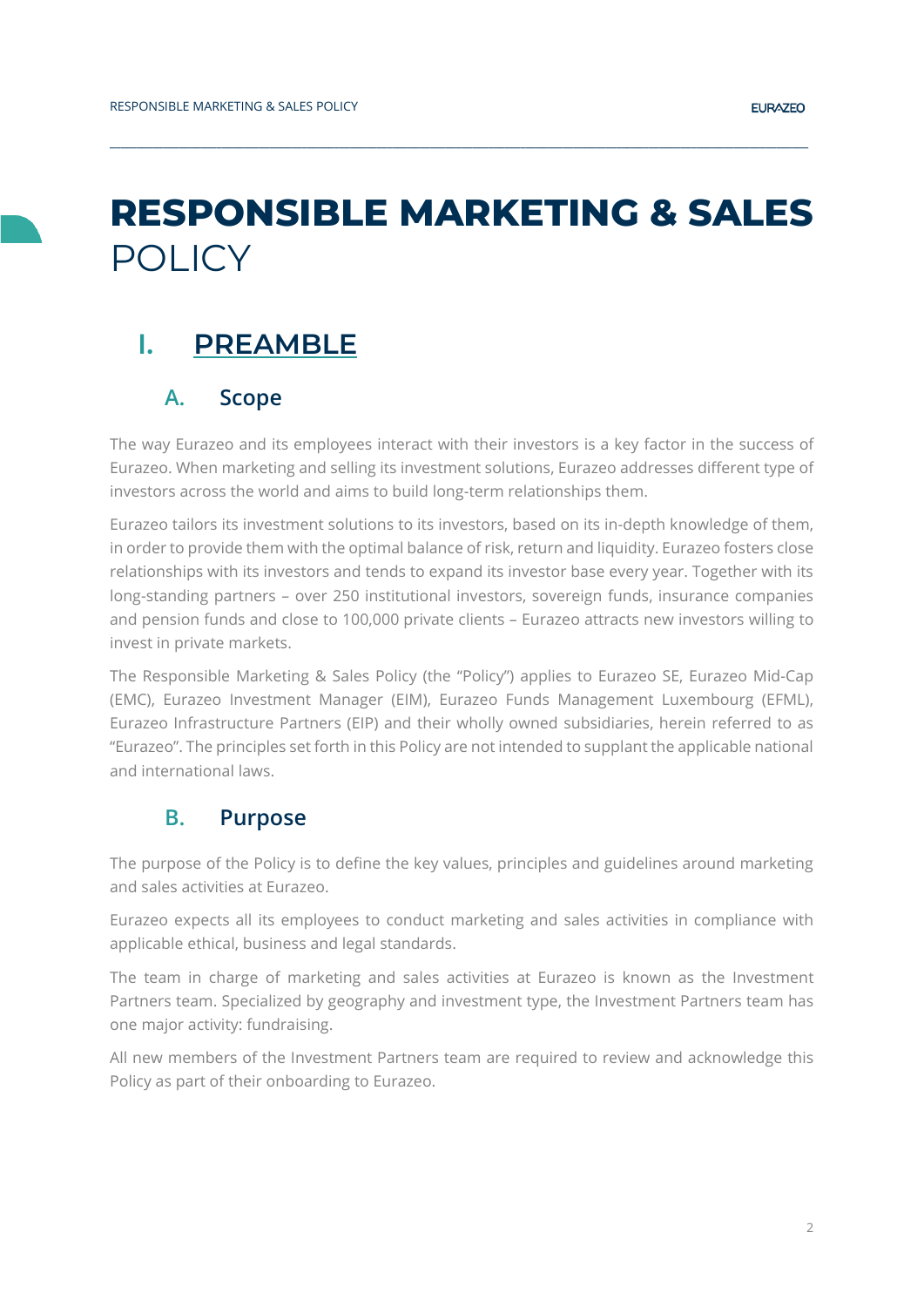# RESPONSIBLE MARKETING & SALES POLICY

## I. PREAMBLE

### A. Scope

The way Eurazeo and its employees interact with their investors is a key factor in the success of Eurazeo. When marketing and selling its investment solutions, Eurazeo addresses different type of investors across the world and aims to build long-term relationships them.

Eurazeo tailors its investment solutions to its investors, based on its in-depth knowledge of them, in order to provide them with the optimal balance of risk, return and liquidity. Eurazeo fosters close relationships with its investors and tends to expand its investor base every year. Together with its long-standing partners – over 250 institutional investors, sovereign funds, insurance companies and pension funds and close to 100,000 private clients – Eurazeo attracts new investors willing to invest in private markets.

The Responsible Marketing & Sales Policy (the "Policy") applies to Eurazeo SE, Eurazeo Mid-Cap (EMC), Eurazeo Investment Manager (EIM), Eurazeo Funds Management Luxembourg (EFML), Eurazeo Infrastructure Partners (EIP) and their wholly owned subsidiaries, herein referred to as "Eurazeo". The principles set forth in this Policy are not intended to supplant the applicable national and international laws.

### B. Purpose

The purpose of the Policy is to define the key values, principles and guidelines around marketing and sales activities at Eurazeo.

Eurazeo expects all its employees to conduct marketing and sales activities in compliance with applicable ethical, business and legal standards.

The team in charge of marketing and sales activities at Eurazeo is known as the Investment Partners team. Specialized by geography and investment type, the Investment Partners team has one major activity: fundraising.

All new members of the Investment Partners team are required to review and acknowledge this Policy as part of their onboarding to Eurazeo.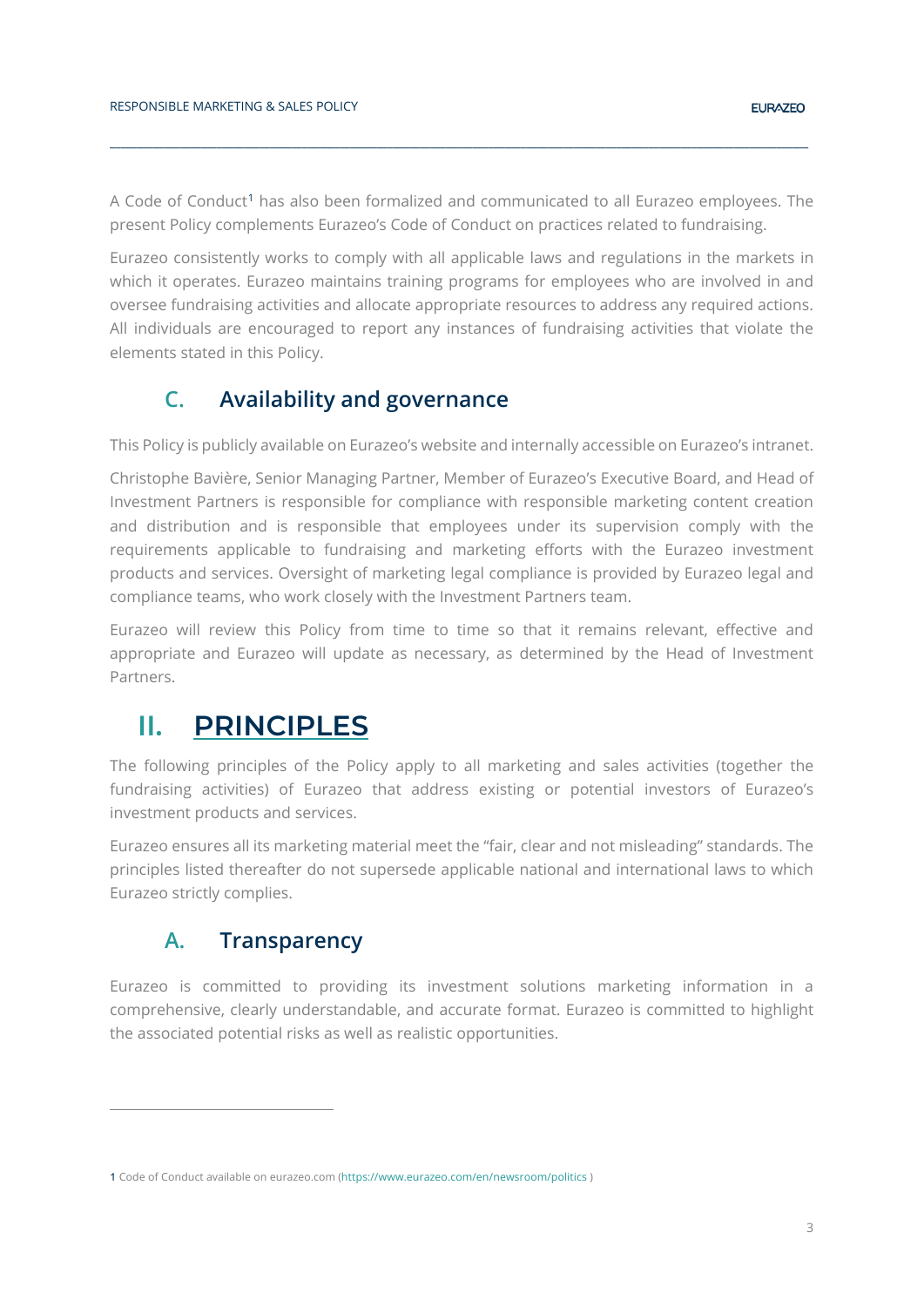A Code of Conduct[1] has also been formalized and communicated to all Eurazeo employees. The present Policy complements Eurazeo's Code of Conduct on practices related to fundraising.

Eurazeo consistently works to comply with all applicable laws and regulations in the markets in which it operates. Eurazeo maintains training programs for employees who are involved in and oversee fundraising activities and allocate appropriate resources to address any required actions. All individuals are encouraged to report any instances of fundraising activities that violate the elements stated in this Policy.

### C. Availability and governance

This Policy is publicly available on Eurazeo's website and internally accessible on Eurazeo's intranet.

Christophe Bavière, Senior Managing Partner, Member of Eurazeo's Executive Board, and Head of Investment Partners is responsible for compliance with responsible marketing content creation and distribution and is responsible that employees under its supervision comply with the requirements applicable to fundraising and marketing efforts with the Eurazeo investment products and services. Oversight of marketing legal compliance is provided by Eurazeo legal and compliance teams, who work closely with the Investment Partners team.

Eurazeo will review this Policy from time to time so that it remains relevant, effective and appropriate and Eurazeo will update as necessary, as determined by the Head of Investment Partners.

## II. PRINCIPLES

The following principles of the Policy apply to all marketing and sales activities (together the fundraising activities) of Eurazeo that address existing or potential investors of Eurazeo's investment products and services.

Eurazeo ensures all its marketing material meet the "fair, clear and not misleading" standards. The principles listed thereafter do not supersede applicable national and international laws to which Eurazeo strictly complies.

### A. Transparency

Eurazeo is committed to providing its investment solutions marketing information in a comprehensive, clearly understandable, and accurate format. Eurazeo is committed to highlight the associated potential risks as well as realistic opportunities.

---

1 Code of Conduct available on eurazeo.com (https://www.eurazeo.com/en/newsroom/politics )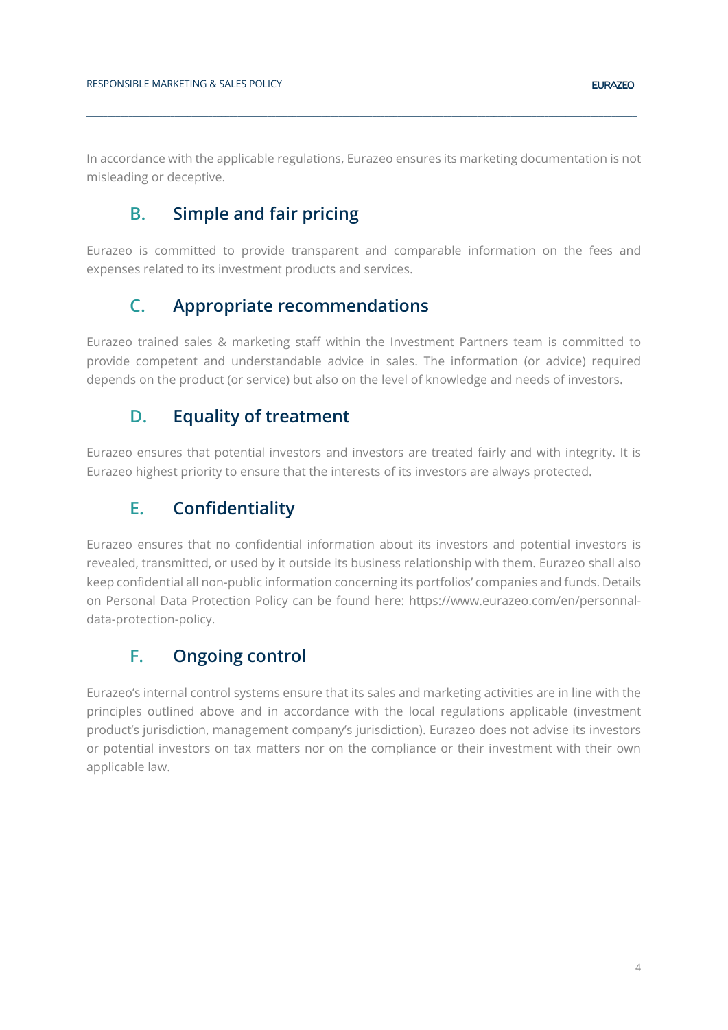In accordance with the applicable regulations, Eurazeo ensures its marketing documentation is not misleading or deceptive.

## B. Simple and fair pricing

Eurazeo is committed to provide transparent and comparable information on the fees and expenses related to its investment products and services.

## C. Appropriate recommendations

Eurazeo trained sales & marketing staff within the Investment Partners team is committed to provide competent and understandable advice in sales. The information (or advice) required depends on the product (or service) but also on the level of knowledge and needs of investors.

## D. Equality of treatment

Eurazeo ensures that potential investors and investors are treated fairly and with integrity. It is Eurazeo highest priority to ensure that the interests of its investors are always protected.

## E. Confidentiality

Eurazeo ensures that no confidential information about its investors and potential investors is revealed, transmitted, or used by it outside its business relationship with them. Eurazeo shall also keep confidential all non-public information concerning its portfolios' companies and funds. Details on Personal Data Protection Policy can be found here: https://www.eurazeo.com/en/personnal-data-protection-policy.

## F. Ongoing control

Eurazeo's internal control systems ensure that its sales and marketing activities are in line with the principles outlined above and in accordance with the local regulations applicable (investment product's jurisdiction, management company's jurisdiction). Eurazeo does not advise its investors or potential investors on tax matters nor on the compliance or their investment with their own applicable law.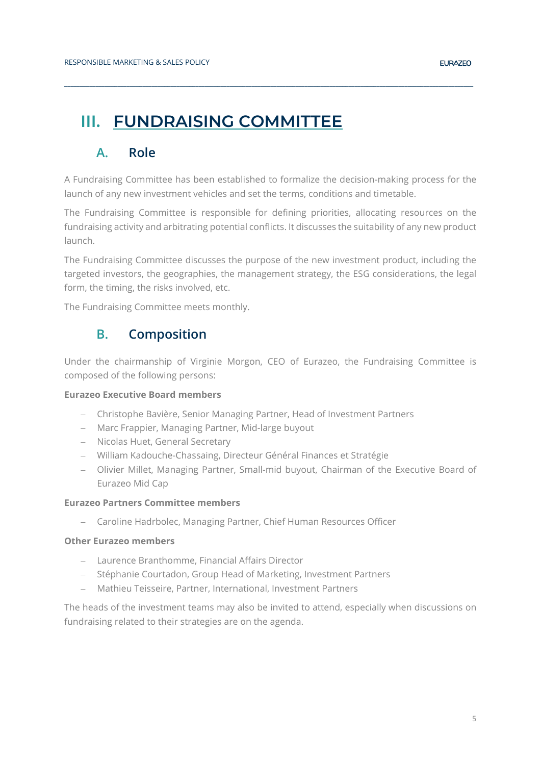# III. FUNDRAISING COMMITTEE

## A. Role

A Fundraising Committee has been established to formalize the decision-making process for the launch of any new investment vehicles and set the terms, conditions and timetable.

The Fundraising Committee is responsible for defining priorities, allocating resources on the fundraising activity and arbitrating potential conflicts. It discusses the suitability of any new product launch.

The Fundraising Committee discusses the purpose of the new investment product, including the targeted investors, the geographies, the management strategy, the ESG considerations, the legal form, the timing, the risks involved, etc.

The Fundraising Committee meets monthly.

## B. Composition

Under the chairmanship of Virginie Morgon, CEO of Eurazeo, the Fundraising Committee is composed of the following persons:

**Eurazeo Executive Board members**

- Christophe Bavière, Senior Managing Partner, Head of Investment Partners
- Marc Frappier, Managing Partner, Mid-large buyout
- Nicolas Huet, General Secretary
- William Kadouche-Chassaing, Directeur Général Finances et Stratégie
- Olivier Millet, Managing Partner, Small-mid buyout, Chairman of the Executive Board of Eurazeo Mid Cap

**Eurazeo Partners Committee members**

- Caroline Hadrbolec, Managing Partner, Chief Human Resources Officer

**Other Eurazeo members**

- Laurence Branthomme, Financial Affairs Director
- Stéphanie Courtadon, Group Head of Marketing, Investment Partners
- Mathieu Teisseire, Partner, International, Investment Partners

The heads of the investment teams may also be invited to attend, especially when discussions on fundraising related to their strategies are on the agenda.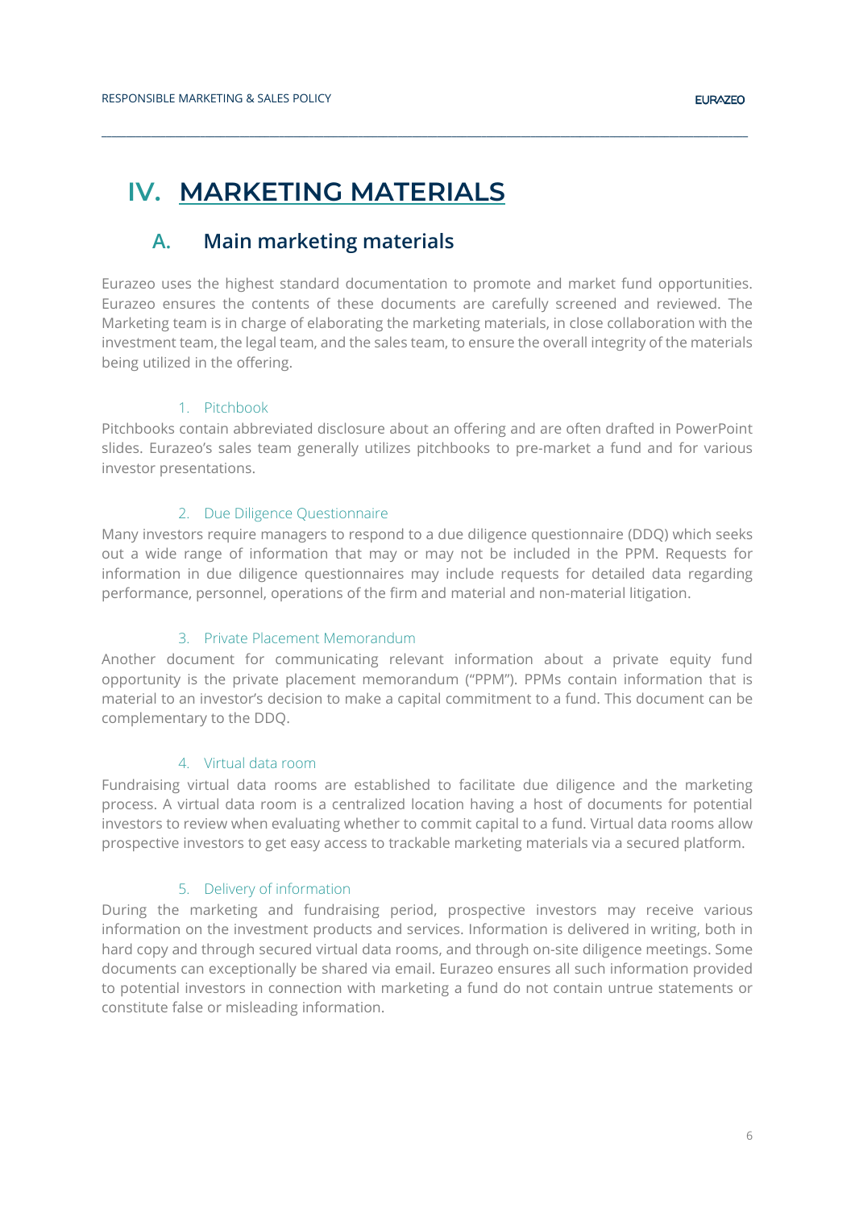# IV. MARKETING MATERIALS

## A. Main marketing materials

Eurazeo uses the highest standard documentation to promote and market fund opportunities. Eurazeo ensures the contents of these documents are carefully screened and reviewed. The Marketing team is in charge of elaborating the marketing materials, in close collaboration with the investment team, the legal team, and the sales team, to ensure the overall integrity of the materials being utilized in the offering.

### 1. Pitchbook

Pitchbooks contain abbreviated disclosure about an offering and are often drafted in PowerPoint slides. Eurazeo's sales team generally utilizes pitchbooks to pre-market a fund and for various investor presentations.

### 2. Due Diligence Questionnaire

Many investors require managers to respond to a due diligence questionnaire (DDQ) which seeks out a wide range of information that may or may not be included in the PPM. Requests for information in due diligence questionnaires may include requests for detailed data regarding performance, personnel, operations of the firm and material and non-material litigation.

### 3. Private Placement Memorandum

Another document for communicating relevant information about a private equity fund opportunity is the private placement memorandum ("PPM"). PPMs contain information that is material to an investor's decision to make a capital commitment to a fund. This document can be complementary to the DDQ.

### 4. Virtual data room

Fundraising virtual data rooms are established to facilitate due diligence and the marketing process. A virtual data room is a centralized location having a host of documents for potential investors to review when evaluating whether to commit capital to a fund. Virtual data rooms allow prospective investors to get easy access to trackable marketing materials via a secured platform.

### 5. Delivery of information

During the marketing and fundraising period, prospective investors may receive various information on the investment products and services. Information is delivered in writing, both in hard copy and through secured virtual data rooms, and through on-site diligence meetings. Some documents can exceptionally be shared via email. Eurazeo ensures all such information provided to potential investors in connection with marketing a fund do not contain untrue statements or constitute false or misleading information.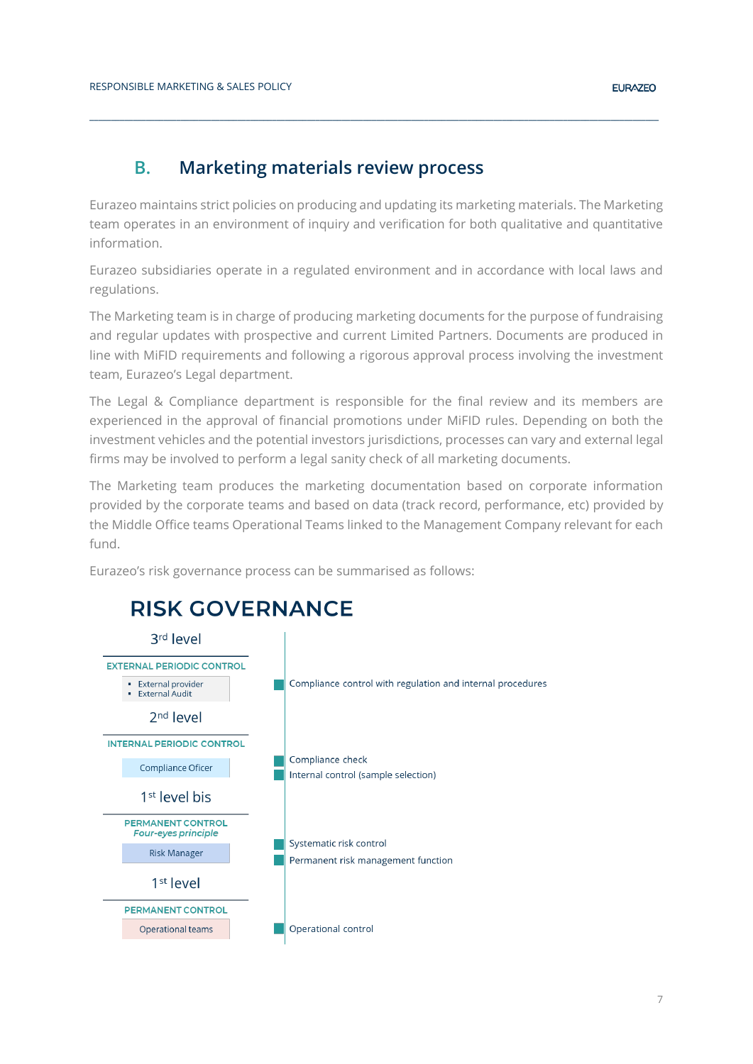## B. Marketing materials review process

Eurazeo maintains strict policies on producing and updating its marketing materials. The Marketing team operates in an environment of inquiry and verification for both qualitative and quantitative information.

Eurazeo subsidiaries operate in a regulated environment and in accordance with local laws and regulations.

The Marketing team is in charge of producing marketing documents for the purpose of fundraising and regular updates with prospective and current Limited Partners. Documents are produced in line with MiFID requirements and following a rigorous approval process involving the investment team, Eurazeo's Legal department.

The Legal & Compliance department is responsible for the final review and its members are experienced in the approval of financial promotions under MiFID rules. Depending on both the investment vehicles and the potential investors jurisdictions, processes can vary and external legal firms may be involved to perform a legal sanity check of all marketing documents.

The Marketing team produces the marketing documentation based on corporate information provided by the corporate teams and based on data (track record, performance, etc) provided by the Middle Office teams Operational Teams linked to the Management Company relevant for each fund.

Eurazeo's risk governance process can be summarised as follows:

### RISK GOVERNANCE

| Level | Control | Actor | Description |
|---|---|---|---|
| 3rd level | EXTERNAL PERIODIC CONTROL | External provider; External Audit | Compliance control with regulation and internal procedures |
| 2nd level | INTERNAL PERIODIC CONTROL | Compliance Oficer | Compliance check; Internal control (sample selection) |
| 1st level bis | PERMANENT CONTROL *Four-eyes principle* | Risk Manager | Systematic risk control; Permanent risk management function |
| 1st level | PERMANENT CONTROL | Operational teams | Operational control |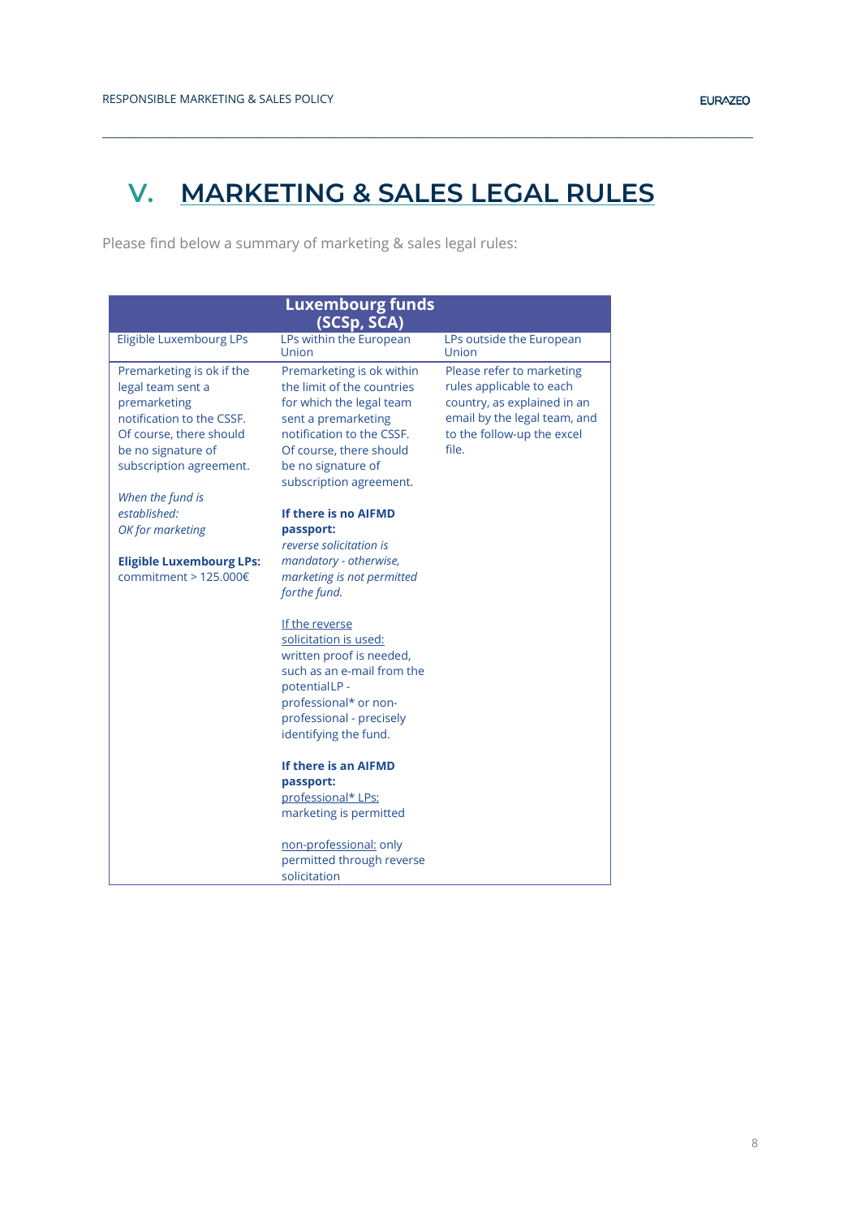# V. MARKETING & SALES LEGAL RULES

Please find below a summary of marketing & sales legal rules:

| Luxembourg funds (SCSp, SCA) | | |
|---|---|---|
| Eligible Luxembourg LPs | LPs within the European Union | LPs outside the European Union |
| Premarketing is ok if the legal team sent a premarketing notification to the CSSF. Of course, there should be no signature of subscription agreement.<br><br>*When the fund is established: OK for marketing*<br><br>**Eligible Luxembourg LPs:** commitment > 125.000€ | Premarketing is ok within the limit of the countries for which the legal team sent a premarketing notification to the CSSF. Of course, there should be no signature of subscription agreement.<br><br>**If there is no AIFMD passport:** *reverse solicitation is mandatory - otherwise, marketing is not permitted forthe fund.*<br><br><u>If the reverse solicitation is used:</u> written proof is needed, such as an e-mail from the potentialLP - professional* or non-professional - precisely identifying the fund.<br><br>**If there is an AIFMD passport:** <u>professional* LPs:</u> marketing is permitted<br><br><u>non-professional:</u> only permitted through reverse solicitation | Please refer to marketing rules applicable to each country, as explained in an email by the legal team, and to the follow-up the excel file. |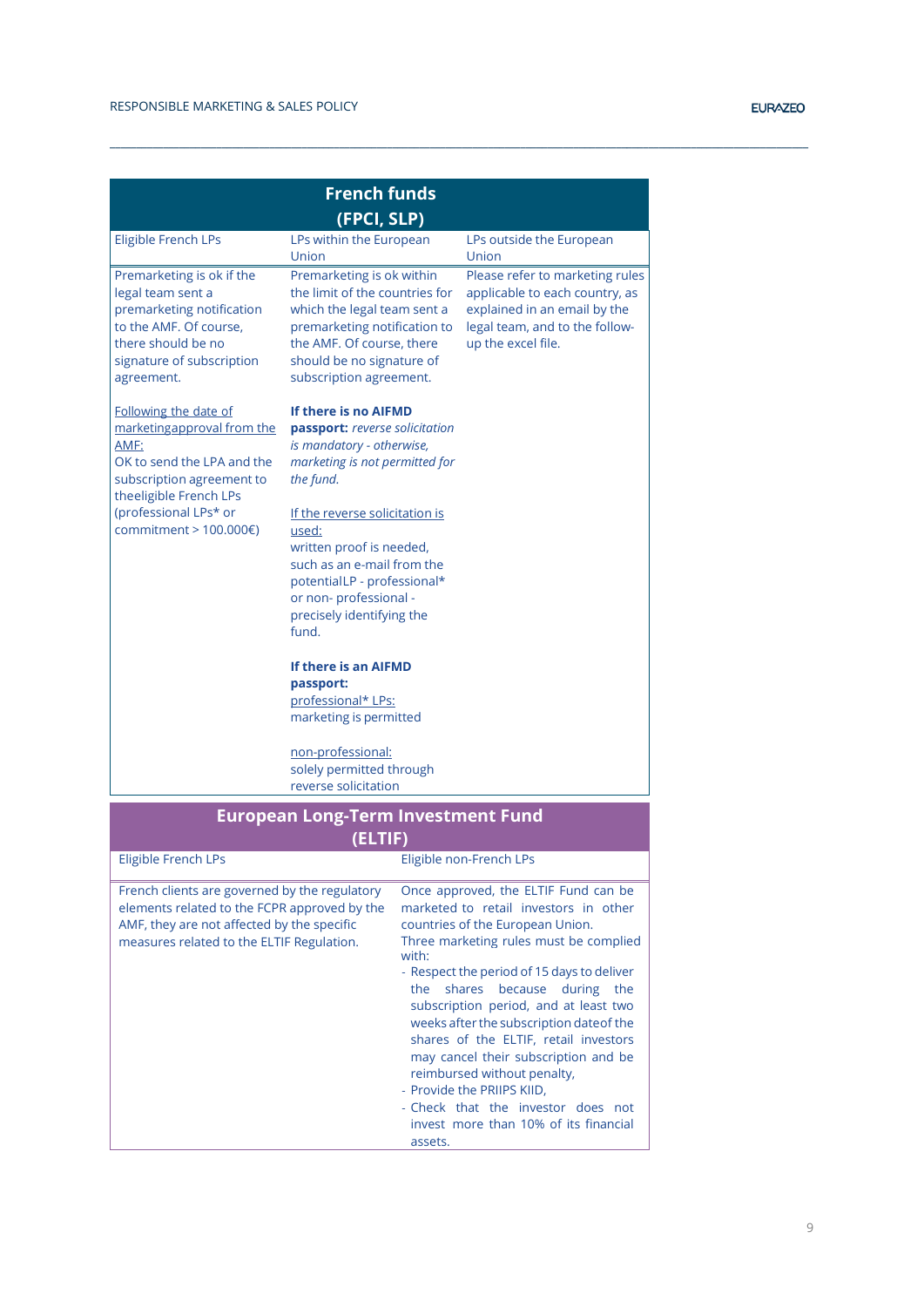## French funds (FPCI, SLP)

| Eligible French LPs | LPs within the European Union | LPs outside the European Union |
|---|---|---|
| Premarketing is ok if the legal team sent a premarketing notification to the AMF. Of course, there should be no signature of subscription agreement.<br><br>Following the date of marketingapproval from the AMF:<br>OK to send the LPA and the subscription agreement to theeligible French LPs (professional LPs* or commitment > 100.000€) | Premarketing is ok within the limit of the countries for which the legal team sent a premarketing notification to the AMF. Of course, there should be no signature of subscription agreement.<br><br>**If there is no AIFMD passport:** *reverse solicitation is mandatory - otherwise, marketing is not permitted for the fund.*<br><br>If the reverse solicitation is used:<br>written proof is needed, such as an e-mail from the potentialLP - professional* or non- professional - precisely identifying the fund.<br><br>**If there is an AIFMD passport:**<br>professional* LPs:<br>marketing is permitted<br><br>non-professional:<br>solely permitted through reverse solicitation | Please refer to marketing rules applicable to each country, as explained in an email by the legal team, and to the follow-up the excel file. |

## European Long-Term Investment Fund (ELTIF)

| Eligible French LPs | Eligible non-French LPs |
|---|---|
| French clients are governed by the regulatory elements related to the FCPR approved by the AMF, they are not affected by the specific measures related to the ELTIF Regulation. | Once approved, the ELTIF Fund can be marketed to retail investors in other countries of the European Union.<br>Three marketing rules must be complied with:<br>- Respect the period of 15 days to deliver the shares because during the subscription period, and at least two weeks after the subscription dateof the shares of the ELTIF, retail investors may cancel their subscription and be reimbursed without penalty,<br>- Provide the PRIIPS KIID,<br>- Check that the investor does not invest more than 10% of its financial assets. |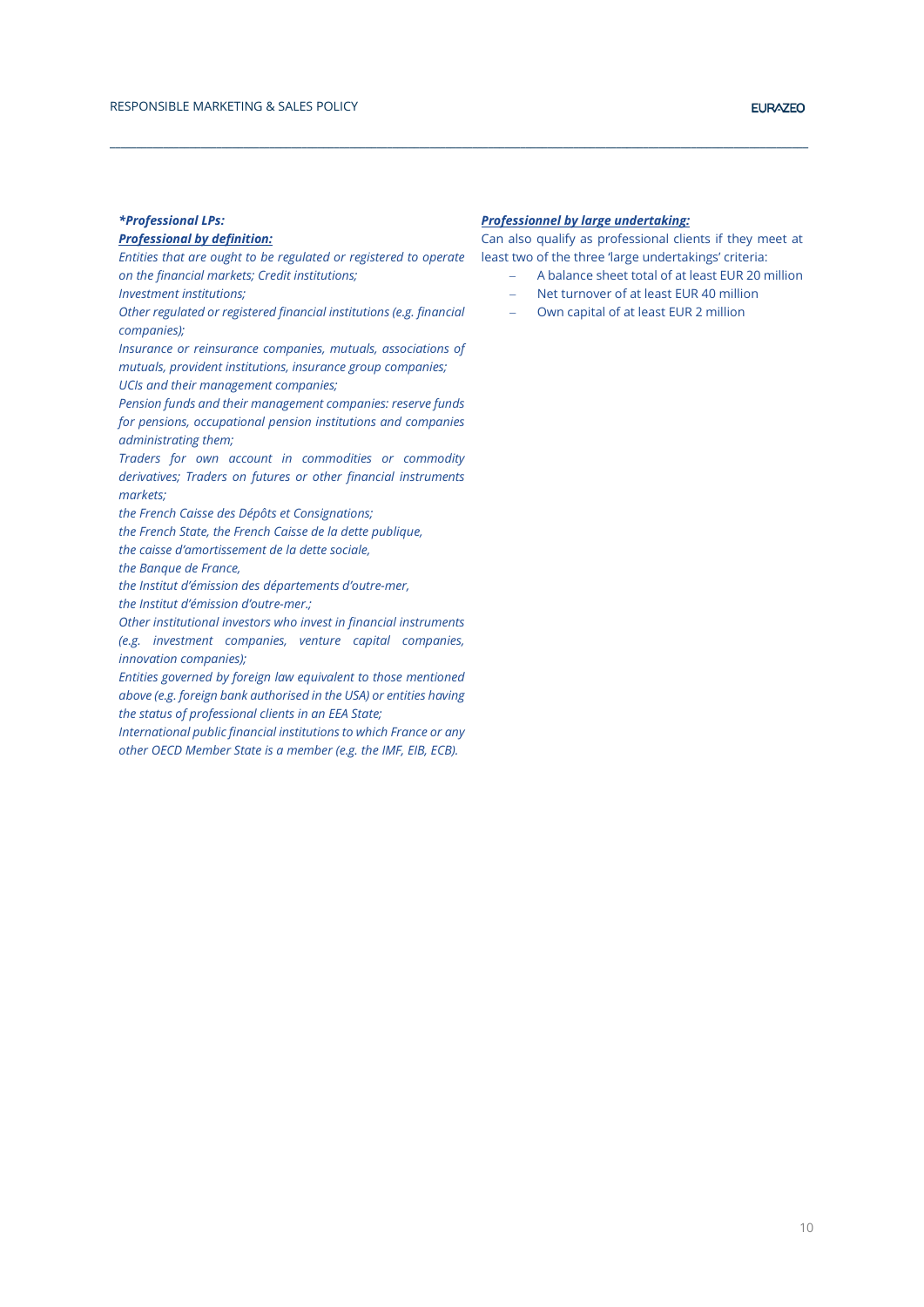***Professional LPs:***

***<u>Professional by definition:</u>***

*Entities that are ought to be regulated or registered to operate on the financial markets; Credit institutions;*

*Investment institutions;*

*Other regulated or registered financial institutions (e.g. financial companies);*

*Insurance or reinsurance companies, mutuals, associations of mutuals, provident institutions, insurance group companies;*

*UCIs and their management companies;*

*Pension funds and their management companies: reserve funds for pensions, occupational pension institutions and companies administrating them;*

*Traders for own account in commodities or commodity derivatives; Traders on futures or other financial instruments markets;*

*the French Caisse des Dépôts et Consignations;*

*the French State, the French Caisse de la dette publique,*

*the caisse d'amortissement de la dette sociale,*

*the Banque de France,*

*the Institut d'émission des départements d'outre-mer,*

*the Institut d'émission d'outre-mer.;*

*Other institutional investors who invest in financial instruments (e.g. investment companies, venture capital companies, innovation companies);*

*Entities governed by foreign law equivalent to those mentioned above (e.g. foreign bank authorised in the USA) or entities having the status of professional clients in an EEA State;*

*International public financial institutions to which France or any other OECD Member State is a member (e.g. the IMF, EIB, ECB).*

***<u>Professionnel by large undertaking:</u>***

Can also qualify as professional clients if they meet at least two of the three 'large undertakings' criteria:

- A balance sheet total of at least EUR 20 million
- Net turnover of at least EUR 40 million
- Own capital of at least EUR 2 million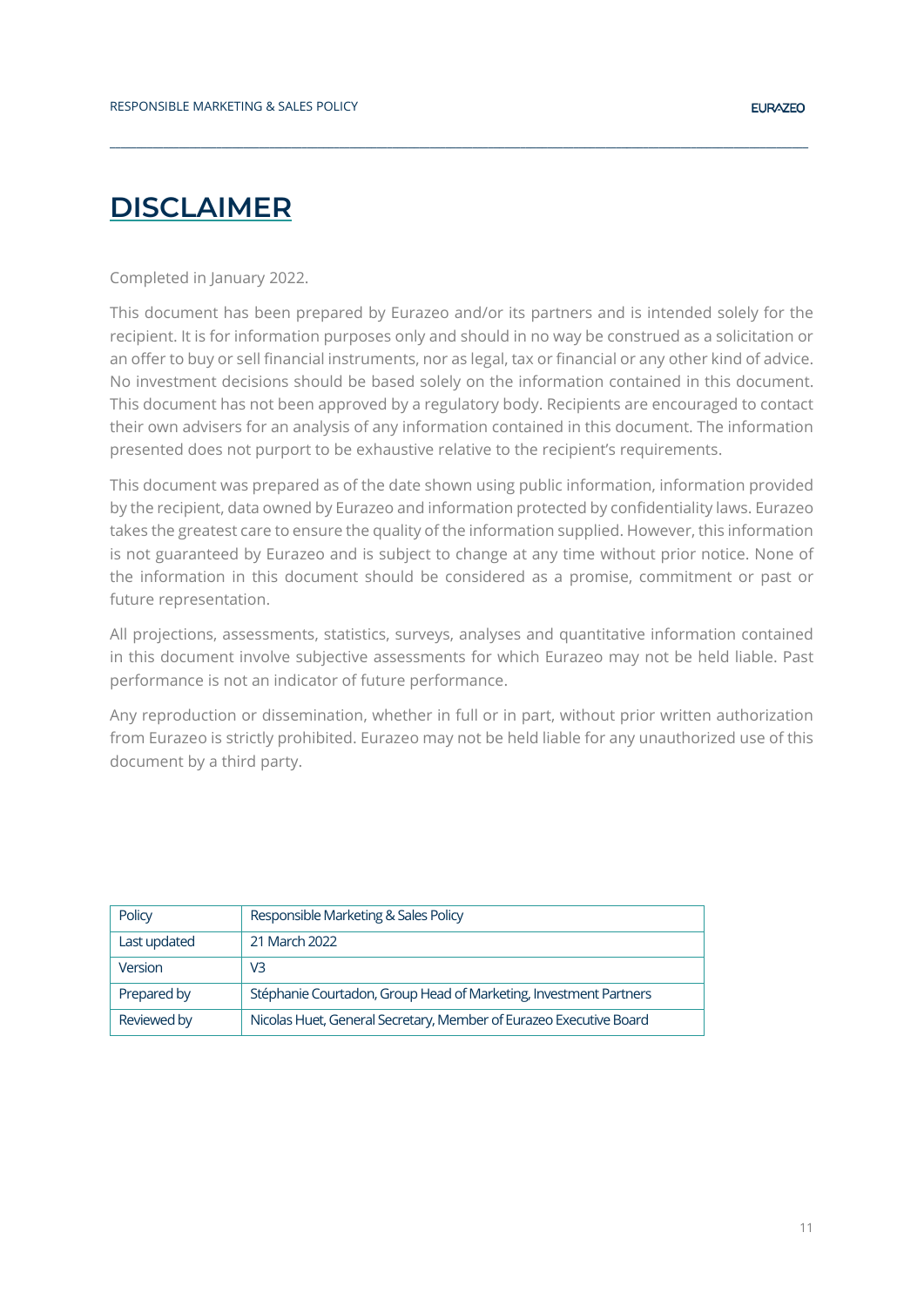# DISCLAIMER

Completed in January 2022.

This document has been prepared by Eurazeo and/or its partners and is intended solely for the recipient. It is for information purposes only and should in no way be construed as a solicitation or an offer to buy or sell financial instruments, nor as legal, tax or financial or any other kind of advice. No investment decisions should be based solely on the information contained in this document. This document has not been approved by a regulatory body. Recipients are encouraged to contact their own advisers for an analysis of any information contained in this document. The information presented does not purport to be exhaustive relative to the recipient's requirements.

This document was prepared as of the date shown using public information, information provided by the recipient, data owned by Eurazeo and information protected by confidentiality laws. Eurazeo takes the greatest care to ensure the quality of the information supplied. However, this information is not guaranteed by Eurazeo and is subject to change at any time without prior notice. None of the information in this document should be considered as a promise, commitment or past or future representation.

All projections, assessments, statistics, surveys, analyses and quantitative information contained in this document involve subjective assessments for which Eurazeo may not be held liable. Past performance is not an indicator of future performance.

Any reproduction or dissemination, whether in full or in part, without prior written authorization from Eurazeo is strictly prohibited. Eurazeo may not be held liable for any unauthorized use of this document by a third party.

| | |
|---|---|
| Policy | Responsible Marketing & Sales Policy |
| Last updated | 21 March 2022 |
| Version | V3 |
| Prepared by | Stéphanie Courtadon, Group Head of Marketing, Investment Partners |
| Reviewed by | Nicolas Huet, General Secretary, Member of Eurazeo Executive Board |